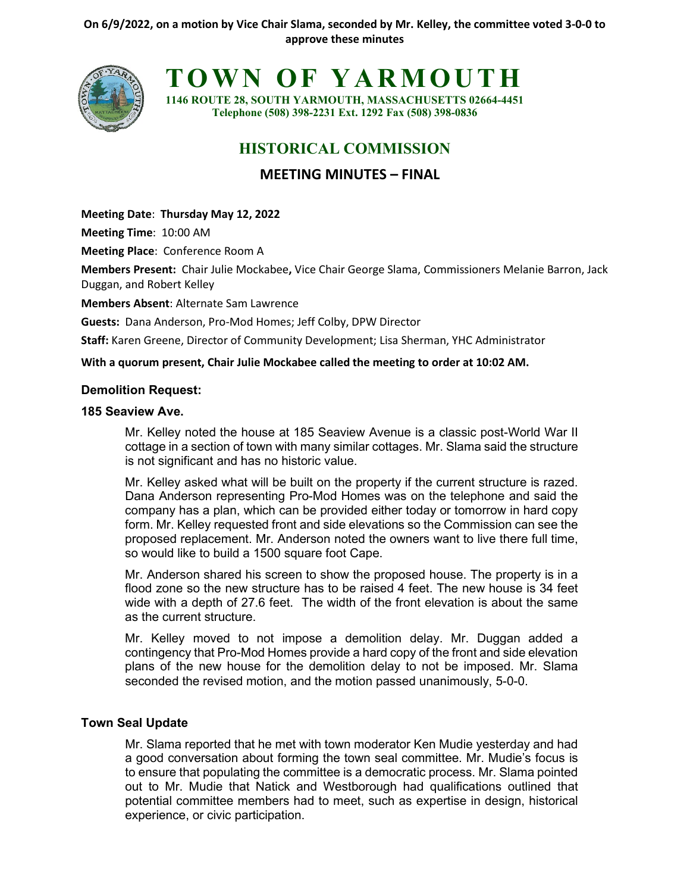**On 6/9/2022, on a motion by Vice Chair Slama, seconded by Mr. Kelley, the committee voted 3-0-0 to approve these minutes**

# TOWN OF YARMOUTH

**1146 ROUTE 28, SOUTH YARMOUTH, MASSACHUSETTS 02664-4451**
**Telephone (508) 398-2231 Ext. 1292 Fax (508) 398-0836**

## HISTORICAL COMMISSION

## MEETING MINUTES – FINAL

**Meeting Date**: **Thursday May 12, 2022**

**Meeting Time**: 10:00 AM

**Meeting Place**: Conference Room A

**Members Present:** Chair Julie Mockabee**,** Vice Chair George Slama, Commissioners Melanie Barron, Jack Duggan, and Robert Kelley

**Members Absent**: Alternate Sam Lawrence

**Guests:** Dana Anderson, Pro-Mod Homes; Jeff Colby, DPW Director

**Staff:** Karen Greene, Director of Community Development; Lisa Sherman, YHC Administrator

**With a quorum present, Chair Julie Mockabee called the meeting to order at 10:02 AM.**

### Demolition Request:

### 185 Seaview Ave.

Mr. Kelley noted the house at 185 Seaview Avenue is a classic post-World War II cottage in a section of town with many similar cottages. Mr. Slama said the structure is not significant and has no historic value.

Mr. Kelley asked what will be built on the property if the current structure is razed. Dana Anderson representing Pro-Mod Homes was on the telephone and said the company has a plan, which can be provided either today or tomorrow in hard copy form. Mr. Kelley requested front and side elevations so the Commission can see the proposed replacement. Mr. Anderson noted the owners want to live there full time, so would like to build a 1500 square foot Cape.

Mr. Anderson shared his screen to show the proposed house. The property is in a flood zone so the new structure has to be raised 4 feet. The new house is 34 feet wide with a depth of 27.6 feet. The width of the front elevation is about the same as the current structure.

Mr. Kelley moved to not impose a demolition delay. Mr. Duggan added a contingency that Pro-Mod Homes provide a hard copy of the front and side elevation plans of the new house for the demolition delay to not be imposed. Mr. Slama seconded the revised motion, and the motion passed unanimously, 5-0-0.

### Town Seal Update

Mr. Slama reported that he met with town moderator Ken Mudie yesterday and had a good conversation about forming the town seal committee. Mr. Mudie's focus is to ensure that populating the committee is a democratic process. Mr. Slama pointed out to Mr. Mudie that Natick and Westborough had qualifications outlined that potential committee members had to meet, such as expertise in design, historical experience, or civic participation.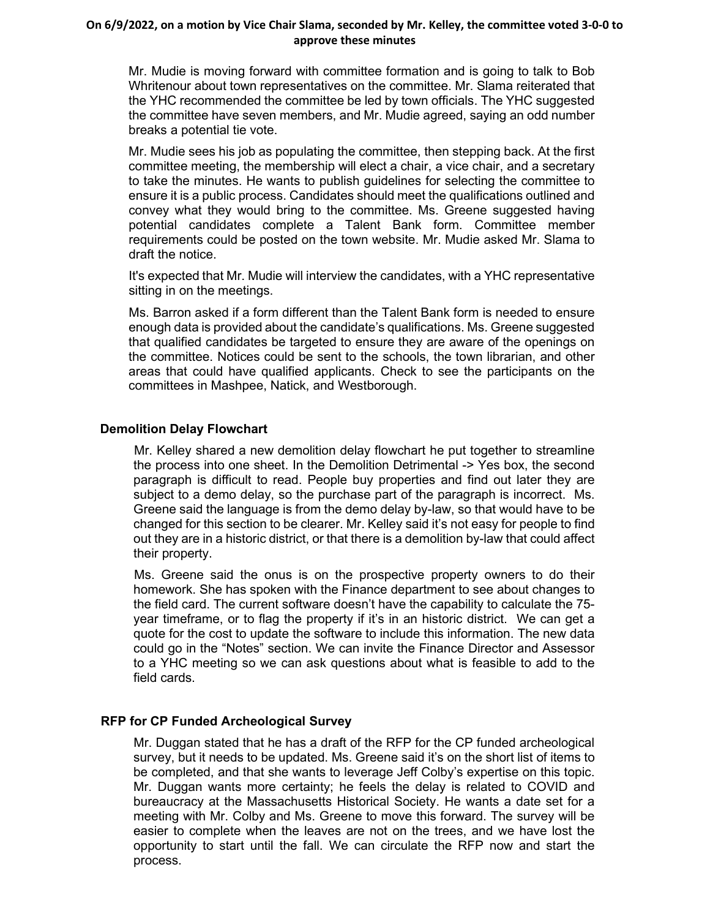**On 6/9/2022, on a motion by Vice Chair Slama, seconded by Mr. Kelley, the committee voted 3-0-0 to approve these minutes**

Mr. Mudie is moving forward with committee formation and is going to talk to Bob Whritenour about town representatives on the committee. Mr. Slama reiterated that the YHC recommended the committee be led by town officials. The YHC suggested the committee have seven members, and Mr. Mudie agreed, saying an odd number breaks a potential tie vote.

Mr. Mudie sees his job as populating the committee, then stepping back. At the first committee meeting, the membership will elect a chair, a vice chair, and a secretary to take the minutes. He wants to publish guidelines for selecting the committee to ensure it is a public process. Candidates should meet the qualifications outlined and convey what they would bring to the committee. Ms. Greene suggested having potential candidates complete a Talent Bank form. Committee member requirements could be posted on the town website. Mr. Mudie asked Mr. Slama to draft the notice.

It's expected that Mr. Mudie will interview the candidates, with a YHC representative sitting in on the meetings.

Ms. Barron asked if a form different than the Talent Bank form is needed to ensure enough data is provided about the candidate's qualifications. Ms. Greene suggested that qualified candidates be targeted to ensure they are aware of the openings on the committee. Notices could be sent to the schools, the town librarian, and other areas that could have qualified applicants. Check to see the participants on the committees in Mashpee, Natick, and Westborough.

**Demolition Delay Flowchart**

Mr. Kelley shared a new demolition delay flowchart he put together to streamline the process into one sheet. In the Demolition Detrimental -> Yes box, the second paragraph is difficult to read. People buy properties and find out later they are subject to a demo delay, so the purchase part of the paragraph is incorrect. Ms. Greene said the language is from the demo delay by-law, so that would have to be changed for this section to be clearer. Mr. Kelley said it's not easy for people to find out they are in a historic district, or that there is a demolition by-law that could affect their property.

Ms. Greene said the onus is on the prospective property owners to do their homework. She has spoken with the Finance department to see about changes to the field card. The current software doesn't have the capability to calculate the 75-year timeframe, or to flag the property if it's in an historic district. We can get a quote for the cost to update the software to include this information. The new data could go in the "Notes" section. We can invite the Finance Director and Assessor to a YHC meeting so we can ask questions about what is feasible to add to the field cards.

**RFP for CP Funded Archeological Survey**

Mr. Duggan stated that he has a draft of the RFP for the CP funded archeological survey, but it needs to be updated. Ms. Greene said it's on the short list of items to be completed, and that she wants to leverage Jeff Colby's expertise on this topic. Mr. Duggan wants more certainty; he feels the delay is related to COVID and bureaucracy at the Massachusetts Historical Society. He wants a date set for a meeting with Mr. Colby and Ms. Greene to move this forward. The survey will be easier to complete when the leaves are not on the trees, and we have lost the opportunity to start until the fall. We can circulate the RFP now and start the process.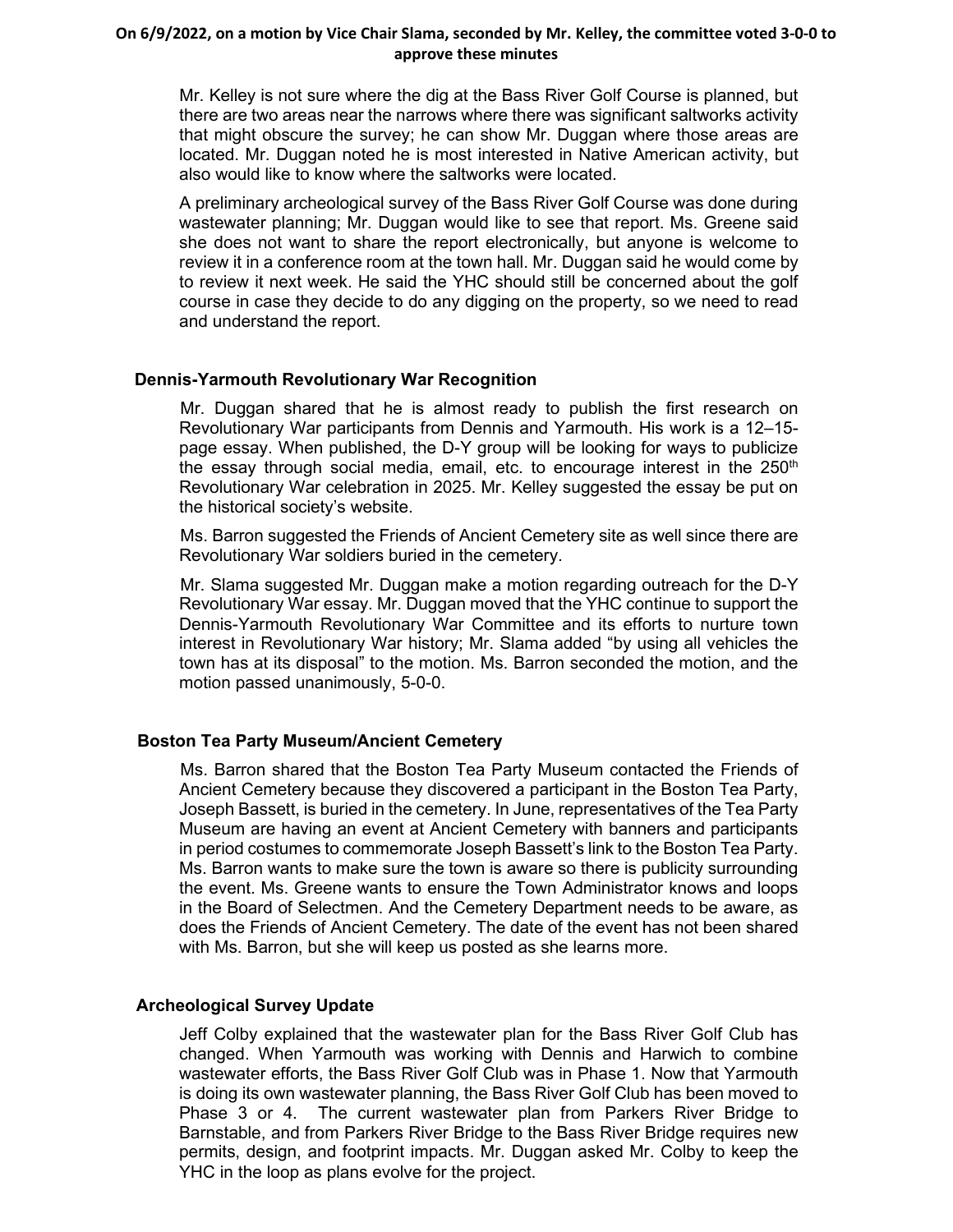**On 6/9/2022, on a motion by Vice Chair Slama, seconded by Mr. Kelley, the committee voted 3-0-0 to approve these minutes**

Mr. Kelley is not sure where the dig at the Bass River Golf Course is planned, but there are two areas near the narrows where there was significant saltworks activity that might obscure the survey; he can show Mr. Duggan where those areas are located. Mr. Duggan noted he is most interested in Native American activity, but also would like to know where the saltworks were located.

A preliminary archeological survey of the Bass River Golf Course was done during wastewater planning; Mr. Duggan would like to see that report. Ms. Greene said she does not want to share the report electronically, but anyone is welcome to review it in a conference room at the town hall. Mr. Duggan said he would come by to review it next week. He said the YHC should still be concerned about the golf course in case they decide to do any digging on the property, so we need to read and understand the report.

### Dennis-Yarmouth Revolutionary War Recognition

Mr. Duggan shared that he is almost ready to publish the first research on Revolutionary War participants from Dennis and Yarmouth. His work is a 12–15-page essay. When published, the D-Y group will be looking for ways to publicize the essay through social media, email, etc. to encourage interest in the 250th Revolutionary War celebration in 2025. Mr. Kelley suggested the essay be put on the historical society's website.

Ms. Barron suggested the Friends of Ancient Cemetery site as well since there are Revolutionary War soldiers buried in the cemetery.

Mr. Slama suggested Mr. Duggan make a motion regarding outreach for the D-Y Revolutionary War essay. Mr. Duggan moved that the YHC continue to support the Dennis-Yarmouth Revolutionary War Committee and its efforts to nurture town interest in Revolutionary War history; Mr. Slama added "by using all vehicles the town has at its disposal" to the motion. Ms. Barron seconded the motion, and the motion passed unanimously, 5-0-0.

### Boston Tea Party Museum/Ancient Cemetery

Ms. Barron shared that the Boston Tea Party Museum contacted the Friends of Ancient Cemetery because they discovered a participant in the Boston Tea Party, Joseph Bassett, is buried in the cemetery. In June, representatives of the Tea Party Museum are having an event at Ancient Cemetery with banners and participants in period costumes to commemorate Joseph Bassett's link to the Boston Tea Party. Ms. Barron wants to make sure the town is aware so there is publicity surrounding the event. Ms. Greene wants to ensure the Town Administrator knows and loops in the Board of Selectmen. And the Cemetery Department needs to be aware, as does the Friends of Ancient Cemetery. The date of the event has not been shared with Ms. Barron, but she will keep us posted as she learns more.

### Archeological Survey Update

Jeff Colby explained that the wastewater plan for the Bass River Golf Club has changed. When Yarmouth was working with Dennis and Harwich to combine wastewater efforts, the Bass River Golf Club was in Phase 1. Now that Yarmouth is doing its own wastewater planning, the Bass River Golf Club has been moved to Phase 3 or 4. The current wastewater plan from Parkers River Bridge to Barnstable, and from Parkers River Bridge to the Bass River Bridge requires new permits, design, and footprint impacts. Mr. Duggan asked Mr. Colby to keep the YHC in the loop as plans evolve for the project.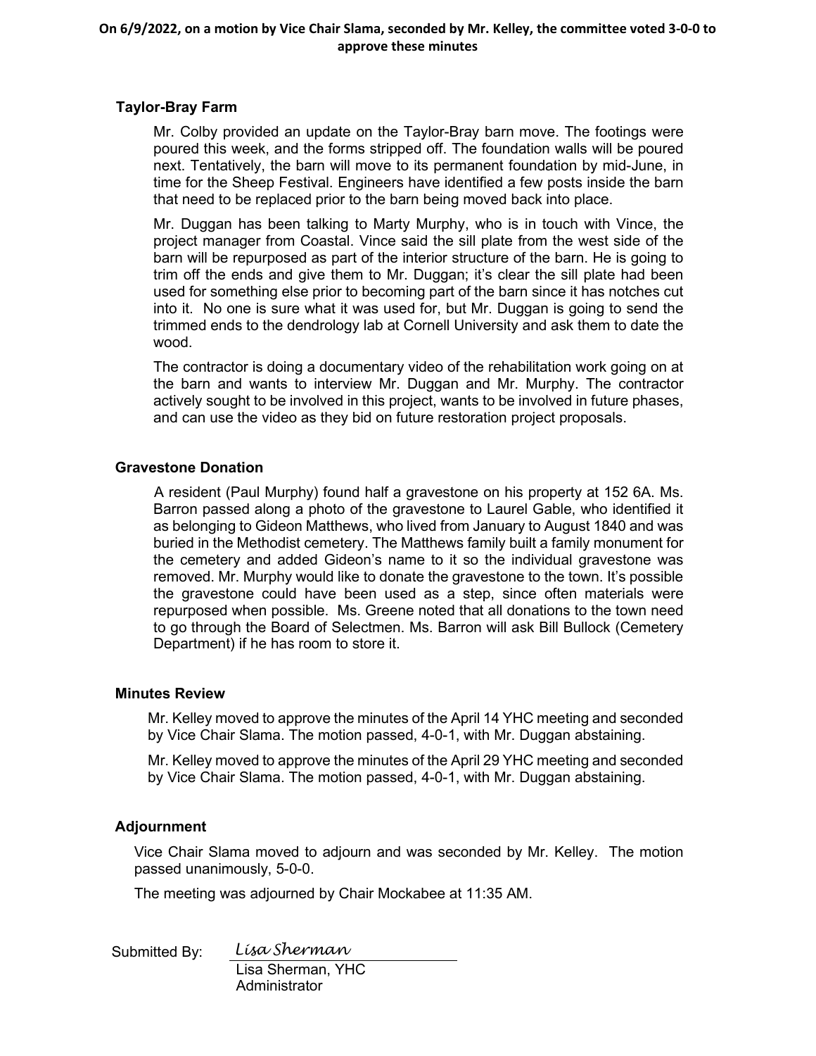**On 6/9/2022, on a motion by Vice Chair Slama, seconded by Mr. Kelley, the committee voted 3-0-0 to approve these minutes**

## Taylor-Bray Farm

Mr. Colby provided an update on the Taylor-Bray barn move. The footings were poured this week, and the forms stripped off. The foundation walls will be poured next. Tentatively, the barn will move to its permanent foundation by mid-June, in time for the Sheep Festival. Engineers have identified a few posts inside the barn that need to be replaced prior to the barn being moved back into place.

Mr. Duggan has been talking to Marty Murphy, who is in touch with Vince, the project manager from Coastal. Vince said the sill plate from the west side of the barn will be repurposed as part of the interior structure of the barn. He is going to trim off the ends and give them to Mr. Duggan; it's clear the sill plate had been used for something else prior to becoming part of the barn since it has notches cut into it. No one is sure what it was used for, but Mr. Duggan is going to send the trimmed ends to the dendrology lab at Cornell University and ask them to date the wood.

The contractor is doing a documentary video of the rehabilitation work going on at the barn and wants to interview Mr. Duggan and Mr. Murphy. The contractor actively sought to be involved in this project, wants to be involved in future phases, and can use the video as they bid on future restoration project proposals.

## Gravestone Donation

A resident (Paul Murphy) found half a gravestone on his property at 152 6A. Ms. Barron passed along a photo of the gravestone to Laurel Gable, who identified it as belonging to Gideon Matthews, who lived from January to August 1840 and was buried in the Methodist cemetery. The Matthews family built a family monument for the cemetery and added Gideon's name to it so the individual gravestone was removed. Mr. Murphy would like to donate the gravestone to the town. It's possible the gravestone could have been used as a step, since often materials were repurposed when possible. Ms. Greene noted that all donations to the town need to go through the Board of Selectmen. Ms. Barron will ask Bill Bullock (Cemetery Department) if he has room to store it.

## Minutes Review

Mr. Kelley moved to approve the minutes of the April 14 YHC meeting and seconded by Vice Chair Slama. The motion passed, 4-0-1, with Mr. Duggan abstaining.

Mr. Kelley moved to approve the minutes of the April 29 YHC meeting and seconded by Vice Chair Slama. The motion passed, 4-0-1, with Mr. Duggan abstaining.

## Adjournment

Vice Chair Slama moved to adjourn and was seconded by Mr. Kelley. The motion passed unanimously, 5-0-0.

The meeting was adjourned by Chair Mockabee at 11:35 AM.

Submitted By: *Lisa Sherman*

Lisa Sherman, YHC Administrator